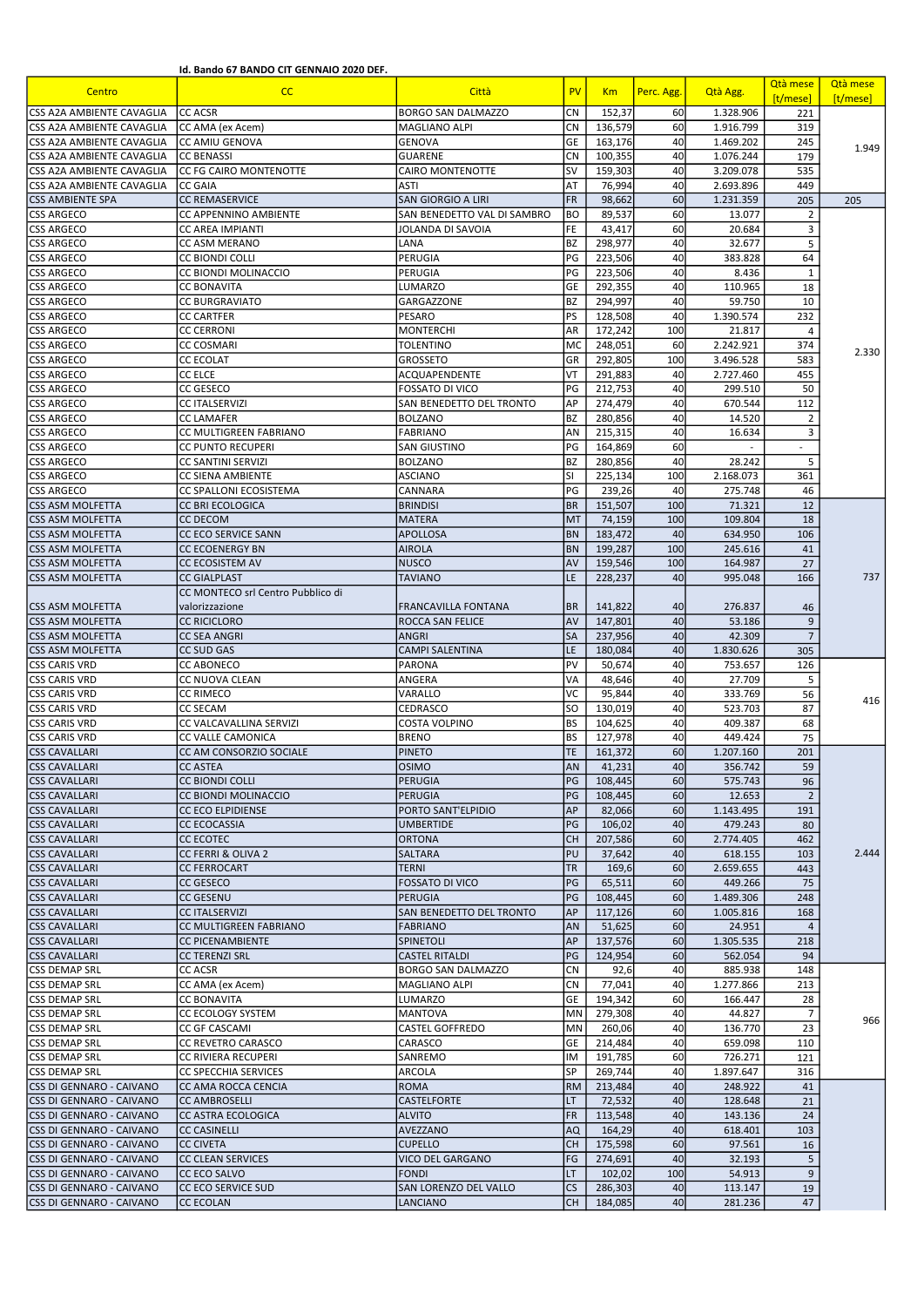**Id. Bando 67 BANDO CIT GENNAIO 2020 DEF.**

| Centro | CC | Città | PV | Km | Perc. Agg. | Qtà Agg. | Qtà mese [t/mese] | Qtà mese [t/mese] |
|---|---|---|---|---|---|---|---|---|
| CSS A2A AMBIENTE CAVAGLIA | CC ACSR | BORGO SAN DALMAZZO | CN | 152,37 | 60 | 1.328.906 | 221 | 1.949 |
| CSS A2A AMBIENTE CAVAGLIA | CC AMA (ex Acem) | MAGLIANO ALPI | CN | 136,579 | 60 | 1.916.799 | 319 | |
| CSS A2A AMBIENTE CAVAGLIA | CC AMIU GENOVA | GENOVA | GE | 163,176 | 40 | 1.469.202 | 245 | |
| CSS A2A AMBIENTE CAVAGLIA | CC BENASSI | GUARENE | CN | 100,355 | 40 | 1.076.244 | 179 | |
| CSS A2A AMBIENTE CAVAGLIA | CC FG CAIRO MONTENOTTE | CAIRO MONTENOTTE | SV | 159,303 | 40 | 3.209.078 | 535 | |
| CSS A2A AMBIENTE CAVAGLIA | CC GAIA | ASTI | AT | 76,994 | 40 | 2.693.896 | 449 | |
| CSS AMBIENTE SPA | CC REMASERVICE | SAN GIORGIO A LIRI | FR | 98,662 | 60 | 1.231.359 | 205 | 205 |
| CSS ARGECO | CC APPENNINO AMBIENTE | SAN BENEDETTO VAL DI SAMBRO | BO | 89,537 | 60 | 13.077 | 2 | 2.330 |
| CSS ARGECO | CC AREA IMPIANTI | JOLANDA DI SAVOIA | FE | 43,417 | 60 | 20.684 | 3 | |
| CSS ARGECO | CC ASM MERANO | LANA | BZ | 298,977 | 40 | 32.677 | 5 | |
| CSS ARGECO | CC BIONDI COLLI | PERUGIA | PG | 223,506 | 40 | 383.828 | 64 | |
| CSS ARGECO | CC BIONDI MOLINACCIO | PERUGIA | PG | 223,506 | 40 | 8.436 | 1 | |
| CSS ARGECO | CC BONAVITA | LUMARZO | GE | 292,355 | 40 | 110.965 | 18 | |
| CSS ARGECO | CC BURGRAVIATO | GARGAZZONE | BZ | 294,997 | 40 | 59.750 | 10 | |
| CSS ARGECO | CC CARTFER | PESARO | PS | 128,508 | 40 | 1.390.574 | 232 | |
| CSS ARGECO | CC CERRONI | MONTERCHI | AR | 172,242 | 100 | 21.817 | 4 | |
| CSS ARGECO | CC COSMARI | TOLENTINO | MC | 248,051 | 60 | 2.242.921 | 374 | |
| CSS ARGECO | CC ECOLAT | GROSSETO | GR | 292,805 | 100 | 3.496.528 | 583 | |
| CSS ARGECO | CC ELCE | ACQUAPENDENTE | VT | 291,883 | 40 | 2.727.460 | 455 | |
| CSS ARGECO | CC GESECO | FOSSATO DI VICO | PG | 212,753 | 40 | 299.510 | 50 | |
| CSS ARGECO | CC ITALSERVIZI | SAN BENEDETTO DEL TRONTO | AP | 274,479 | 40 | 670.544 | 112 | |
| CSS ARGECO | CC LAMAFER | BOLZANO | BZ | 280,856 | 40 | 14.520 | 2 | |
| CSS ARGECO | CC MULTIGREEN FABRIANO | FABRIANO | AN | 215,315 | 40 | 16.634 | 3 | |
| CSS ARGECO | CC PUNTO RECUPERI | SAN GIUSTINO | PG | 164,869 | 60 | - | - | |
| CSS ARGECO | CC SANTINI SERVIZI | BOLZANO | BZ | 280,856 | 40 | 28.242 | 5 | |
| CSS ARGECO | CC SIENA AMBIENTE | ASCIANO | SI | 225,134 | 100 | 2.168.073 | 361 | |
| CSS ARGECO | CC SPALLONI ECOSISTEMA | CANNARA | PG | 229,26 | 40 | 275.748 | 46 | |
| CSS ASM MOLFETTA | CC BRI ECOLOGICA | BRINDISI | BR | 151,507 | 100 | 71.321 | 12 | 737 |
| CSS ASM MOLFETTA | CC DECOM | MATERA | MT | 74,159 | 100 | 109.804 | 18 | |
| CSS ASM MOLFETTA | CC ECO SERVICE SANN | APOLLOSA | BN | 183,472 | 40 | 634.950 | 106 | |
| CSS ASM MOLFETTA | CC ECOENERGY BN | AIROLA | BN | 199,287 | 100 | 245.616 | 41 | |
| CSS ASM MOLFETTA | CC ECOSISTEM AV | NUSCO | AV | 159,546 | 100 | 164.987 | 27 | |
| CSS ASM MOLFETTA | CC GIALPLAST | TAVIANO | LE | 228,237 | 40 | 995.048 | 166 | |
| CSS ASM MOLFETTA | CC MONTECO srl Centro Pubblico di valorizzazione | FRANCAVILLA FONTANA | BR | 141,822 | 40 | 276.837 | 46 | |
| CSS ASM MOLFETTA | CC RICICLORO | ROCCA SAN FELICE | AV | 147,801 | 40 | 53.186 | 9 | |
| CSS ASM MOLFETTA | CC SEA ANGRI | ANGRI | SA | 237,956 | 40 | 42.309 | 7 | |
| CSS ASM MOLFETTA | CC SUD GAS | CAMPI SALENTINA | LE | 180,084 | 40 | 1.830.626 | 305 | |
| CSS CARIS VRD | CC ABONECO | PARONA | PV | 50,674 | 40 | 753.657 | 126 | 416 |
| CSS CARIS VRD | CC NUOVA CLEAN | ANGERA | VA | 48,646 | 40 | 27.709 | 5 | |
| CSS CARIS VRD | CC RIMECO | VARALLO | VC | 95,844 | 40 | 333.769 | 56 | |
| CSS CARIS VRD | CC SECAM | CEDRASCO | SO | 130,019 | 40 | 523.703 | 87 | |
| CSS CARIS VRD | CC VALCAVALLINA SERVIZI | COSTA VOLPINO | BS | 104,625 | 40 | 409.387 | 68 | |
| CSS CARIS VRD | CC VALLE CAMONICA | BRENO | BS | 127,978 | 40 | 449.424 | 75 | |
| CSS CAVALLARI | CC AM CONSORZIO SOCIALE | PINETO | TE | 161,372 | 60 | 1.207.160 | 201 | 2.444 |
| CSS CAVALLARI | CC ASTEA | OSIMO | AN | 41,231 | 40 | 356.742 | 59 | |
| CSS CAVALLARI | CC BIONDI COLLI | PERUGIA | PG | 108,445 | 60 | 575.743 | 96 | |
| CSS CAVALLARI | CC BIONDI MOLINACCIO | PERUGIA | PG | 108,445 | 60 | 12.653 | 2 | |
| CSS CAVALLARI | CC ECO ELPIDIENSE | PORTO SANT'ELPIDIO | AP | 82,066 | 60 | 1.143.495 | 191 | |
| CSS CAVALLARI | CC ECOCASSIA | UMBERTIDE | PG | 106,02 | 40 | 479.243 | 80 | |
| CSS CAVALLARI | CC ECOTEC | ORTONA | CH | 207,586 | 60 | 2.774.405 | 462 | |
| CSS CAVALLARI | CC FERRI & OLIVA 2 | SALTARA | PU | 37,642 | 40 | 618.155 | 103 | |
| CSS CAVALLARI | CC FERROCART | TERNI | TR | 169,6 | 60 | 2.659.655 | 443 | |
| CSS CAVALLARI | CC GESECO | FOSSATO DI VICO | PG | 65,511 | 60 | 449.266 | 75 | |
| CSS CAVALLARI | CC GESENU | PERUGIA | PG | 108,445 | 60 | 1.489.306 | 248 | |
| CSS CAVALLARI | CC ITALSERVIZI | SAN BENEDETTO DEL TRONTO | AP | 117,126 | 60 | 1.005.816 | 168 | |
| CSS CAVALLARI | CC MULTIGREEN FABRIANO | FABRIANO | AN | 51,625 | 60 | 24.951 | 4 | |
| CSS CAVALLARI | CC PICENAMBIENTE | SPINETOLI | AP | 137,576 | 60 | 1.305.535 | 218 | |
| CSS CAVALLARI | CC TERENZI SRL | CASTEL RITALDI | PG | 124,954 | 60 | 562.054 | 94 | |
| CSS DEMAP SRL | CC ACSR | BORGO SAN DALMAZZO | CN | 92,6 | 40 | 885.938 | 148 | 966 |
| CSS DEMAP SRL | CC AMA (ex Acem) | MAGLIANO ALPI | CN | 77,041 | 40 | 1.277.866 | 213 | |
| CSS DEMAP SRL | CC BONAVITA | LUMARZO | GE | 194,342 | 60 | 166.447 | 28 | |
| CSS DEMAP SRL | CC ECOLOGY SYSTEM | MANTOVA | MN | 279,308 | 40 | 44.827 | 7 | |
| CSS DEMAP SRL | CC GF CASCAMI | CASTEL GOFFREDO | MN | 260,06 | 40 | 136.770 | 23 | |
| CSS DEMAP SRL | CC REVETRO CARASCO | CARASCO | GE | 214,484 | 40 | 659.098 | 110 | |
| CSS DEMAP SRL | CC RIVIERA RECUPERI | SANREMO | IM | 191,785 | 60 | 726.271 | 121 | |
| CSS DEMAP SRL | CC SPECCHIA SERVICES | ARCOLA | SP | 269,744 | 40 | 1.897.647 | 316 | |
| CSS DI GENNARO - CAIVANO | CC AMA ROCCA CENCIA | ROMA | RM | 213,484 | 40 | 248.922 | 41 | |
| CSS DI GENNARO - CAIVANO | CC AMBROSELLI | CASTELFORTE | LT | 72,532 | 40 | 128.648 | 21 | |
| CSS DI GENNARO - CAIVANO | CC ASTRA ECOLOGICA | ALVITO | FR | 113,548 | 40 | 143.136 | 24 | |
| CSS DI GENNARO - CAIVANO | CC CASINELLI | AVEZZANO | AQ | 164,29 | 40 | 618.401 | 103 | |
| CSS DI GENNARO - CAIVANO | CC CIVETA | CUPELLO | CH | 175,598 | 60 | 97.561 | 16 | |
| CSS DI GENNARO - CAIVANO | CC CLEAN SERVICES | VICO DEL GARGANO | FG | 274,691 | 40 | 32.193 | 5 | |
| CSS DI GENNARO - CAIVANO | CC ECO SALVO | FONDI | LT | 102,02 | 100 | 54.913 | 9 | |
| CSS DI GENNARO - CAIVANO | CC ECO SERVICE SUD | SAN LORENZO DEL VALLO | CS | 286,303 | 40 | 113.147 | 19 | |
| CSS DI GENNARO - CAIVANO | CC ECOLAN | LANCIANO | CH | 184,085 | 40 | 281.236 | 47 | |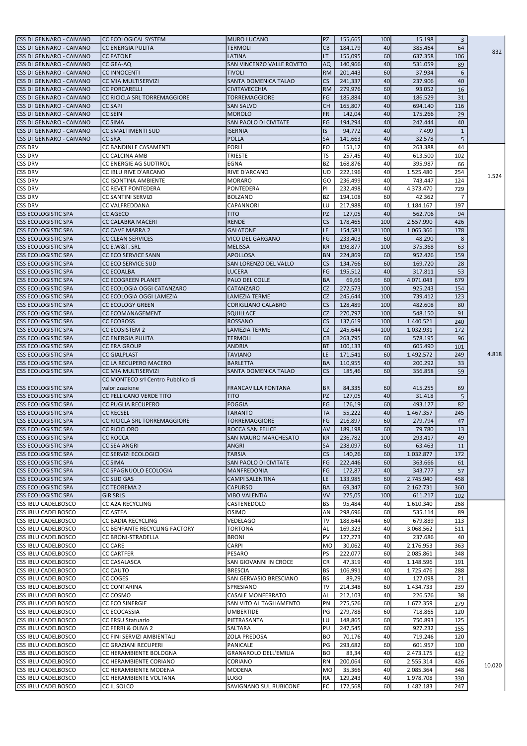| | | | | | | | | |
|---|---|---|---|---|---|---|---|---|
| CSS DI GENNARO - CAIVANO | CC ECOLOGICAL SYSTEM | MURO LUCANO | PZ | 155,665 | 100 | 15.198 | 3 | 832 |
| CSS DI GENNARO - CAIVANO | CC ENERGIA PULITA | TERMOLI | CB | 184,179 | 40 | 385.464 | 64 | |
| CSS DI GENNARO - CAIVANO | CC FATONE | LATINA | LT | 155,095 | 60 | 637.358 | 106 | |
| CSS DI GENNARO - CAIVANO | CC GEA-AQ | SAN VINCENZO VALLE ROVETO | AQ | 140,966 | 40 | 531.059 | 89 | |
| CSS DI GENNARO - CAIVANO | CC INNOCENTI | TIVOLI | RM | 201,443 | 60 | 37.934 | 6 | |
| CSS DI GENNARO - CAIVANO | CC MIA MULTISERVIZI | SANTA DOMENICA TALAO | CS | 241,337 | 40 | 237.906 | 40 | |
| CSS DI GENNARO - CAIVANO | CC PORCARELLI | CIVITAVECCHIA | RM | 279,976 | 60 | 93.052 | 16 | |
| CSS DI GENNARO - CAIVANO | CC RICICLA SRL TORREMAGGIORE | TORREMAGGIORE | FG | 185,884 | 40 | 186.529 | 31 | |
| CSS DI GENNARO - CAIVANO | CC SAPI | SAN SALVO | CH | 165,807 | 40 | 694.140 | 116 | |
| CSS DI GENNARO - CAIVANO | CC SEIN | MOROLO | FR | 142,04 | 40 | 175.266 | 29 | |
| CSS DI GENNARO - CAIVANO | CC SIMA | SAN PAOLO DI CIVITATE | FG | 194,294 | 40 | 242.444 | 40 | |
| CSS DI GENNARO - CAIVANO | CC SMALTIMENTI SUD | ISERNIA | IS | 94,772 | 40 | 7.499 | 1 | |
| CSS DI GENNARO - CAIVANO | CC SRA | POLLA | SA | 141,663 | 40 | 32.578 | 5 | |
| CSS DRV | CC BANDINI E CASAMENTI | FORLÌ | FO | 151,12 | 40 | 263.388 | 44 | 1.524 |
| CSS DRV | CC CALCINA AMB | TRIESTE | TS | 257,45 | 40 | 613.500 | 102 | |
| CSS DRV | CC ENERGIE AG SUDTIROL | EGNA | BZ | 168,876 | 40 | 395.987 | 66 | |
| CSS DRV | CC IBLU RIVE D'ARCANO | RIVE D'ARCANO | UD | 222,196 | 40 | 1.525.480 | 254 | |
| CSS DRV | CC ISONTINA AMBIENTE | MORARO | GO | 236,499 | 40 | 743.447 | 124 | |
| CSS DRV | CC REVET PONTEDERA | PONTEDERA | PI | 232,498 | 40 | 4.373.470 | 729 | |
| CSS DRV | CC SANTINI SERVIZI | BOLZANO | BZ | 194,108 | 60 | 42.362 | 7 | |
| CSS DRV | CC VALFREDDANA | CAPANNORI | LU | 217,988 | 40 | 1.184.167 | 197 | |
| CSS ECOLOGISTIC SPA | CC AGECO | TITO | PZ | 127,05 | 40 | 562.706 | 94 | 4.818 |
| CSS ECOLOGISTIC SPA | CC CALABRA MACERI | RENDE | CS | 178,465 | 100 | 2.557.990 | 426 | |
| CSS ECOLOGISTIC SPA | CC CAVE MARRA 2 | GALATONE | LE | 154,581 | 100 | 1.065.366 | 178 | |
| CSS ECOLOGISTIC SPA | CC CLEAN SERVICES | VICO DEL GARGANO | FG | 233,403 | 60 | 48.290 | 8 | |
| CSS ECOLOGISTIC SPA | CC E.W&T. SRL | MELISSA | KR | 198,877 | 100 | 375.368 | 63 | |
| CSS ECOLOGISTIC SPA | CC ECO SERVICE SANN | APOLLOSA | BN | 224,869 | 60 | 952.426 | 159 | |
| CSS ECOLOGISTIC SPA | CC ECO SERVICE SUD | SAN LORENZO DEL VALLO | CS | 134,766 | 60 | 169.720 | 28 | |
| CSS ECOLOGISTIC SPA | CC ECOALBA | LUCERA | FG | 195,512 | 40 | 317.811 | 53 | |
| CSS ECOLOGISTIC SPA | CC ECOGREEN PLANET | PALO DEL COLLE | BA | 69,66 | 60 | 4.071.043 | 679 | |
| CSS ECOLOGISTIC SPA | CC ECOLOGIA OGGI CATANZARO | CATANZARO | CZ | 272,573 | 100 | 925.243 | 154 | |
| CSS ECOLOGISTIC SPA | CC ECOLOGIA OGGI LAMEZIA | LAMEZIA TERME | CZ | 245,644 | 100 | 739.412 | 123 | |
| CSS ECOLOGISTIC SPA | CC ECOLOGY GREEN | CORIGLIANO CALABRO | CS | 128,489 | 100 | 482.608 | 80 | |
| CSS ECOLOGISTIC SPA | CC ECOMANAGEMENT | SQUILLACE | CZ | 270,797 | 100 | 548.150 | 91 | |
| CSS ECOLOGISTIC SPA | CC ECOROSS | ROSSANO | CS | 137,619 | 100 | 1.440.521 | 240 | |
| CSS ECOLOGISTIC SPA | CC ECOSISTEM 2 | LAMEZIA TERME | CZ | 245,644 | 100 | 1.032.931 | 172 | |
| CSS ECOLOGISTIC SPA | CC ENERGIA PULITA | TERMOLI | CB | 263,795 | 60 | 578.195 | 96 | |
| CSS ECOLOGISTIC SPA | CC ERA GROUP | ANDRIA | BT | 100,133 | 40 | 605.490 | 101 | |
| CSS ECOLOGISTIC SPA | CC GIALPLAST | TAVIANO | LE | 171,541 | 60 | 1.492.572 | 249 | |
| CSS ECOLOGISTIC SPA | CC LA RECUPERO MACERO | BARLETTA | BA | 110,955 | 40 | 200.292 | 33 | |
| CSS ECOLOGISTIC SPA | CC MIA MULTISERVIZI | SANTA DOMENICA TALAO | CS | 185,46 | 60 | 356.858 | 59 | |
| CSS ECOLOGISTIC SPA | CC MONTECO srl Centro Pubblico di valorizzazione | FRANCAVILLA FONTANA | BR | 84,335 | 60 | 415.255 | 69 | |
| CSS ECOLOGISTIC SPA | CC PELLICANO VERDE TITO | TITO | PZ | 127,05 | 40 | 31.418 | 5 | |
| CSS ECOLOGISTIC SPA | CC PUGLIA RECUPERO | FOGGIA | FG | 176,19 | 60 | 493.127 | 82 | |
| CSS ECOLOGISTIC SPA | CC RECSEL | TARANTO | TA | 55,222 | 40 | 1.467.357 | 245 | |
| CSS ECOLOGISTIC SPA | CC RICICLA SRL TORREMAGGIORE | TORREMAGGIORE | FG | 216,897 | 60 | 279.794 | 47 | |
| CSS ECOLOGISTIC SPA | CC RICICLORO | ROCCA SAN FELICE | AV | 189,198 | 60 | 79.780 | 13 | |
| CSS ECOLOGISTIC SPA | CC ROCCA | SAN MAURO MARCHESATO | KR | 236,782 | 100 | 293.417 | 49 | |
| CSS ECOLOGISTIC SPA | CC SEA ANGRI | ANGRI | SA | 238,097 | 60 | 63.463 | 11 | |
| CSS ECOLOGISTIC SPA | CC SERVIZI ECOLOGICI | TARSIA | CS | 140,26 | 60 | 1.032.877 | 172 | |
| CSS ECOLOGISTIC SPA | CC SIMA | SAN PAOLO DI CIVITATE | FG | 222,446 | 60 | 363.666 | 61 | |
| CSS ECOLOGISTIC SPA | CC SPAGNUOLO ECOLOGIA | MANFREDONIA | FG | 172,87 | 40 | 343.777 | 57 | |
| CSS ECOLOGISTIC SPA | CC SUD GAS | CAMPI SALENTINA | LE | 133,985 | 60 | 2.745.940 | 458 | |
| CSS ECOLOGISTIC SPA | CC TEOREMA 2 | CAPURSO | BA | 69,347 | 60 | 2.162.731 | 360 | |
| CSS ECOLOGISTIC SPA | GIR SRLS | VIBO VALENTIA | VV | 275,05 | 100 | 611.217 | 102 | |
| CSS IBLU CADELBOSCO | CC A2A RECYCLING | CASTENEDOLO | BS | 95,484 | 40 | 1.610.340 | 268 | 10.020 |
| CSS IBLU CADELBOSCO | CC ASTEA | OSIMO | AN | 298,696 | 60 | 535.114 | 89 | |
| CSS IBLU CADELBOSCO | CC BADIA RECYCLING | VEDELAGO | TV | 188,644 | 60 | 679.889 | 113 | |
| CSS IBLU CADELBOSCO | CC BENFANTE RECYCLING FACTORY | TORTONA | AL | 169,323 | 40 | 3.068.562 | 511 | |
| CSS IBLU CADELBOSCO | CC BRONI-STRADELLA | BRONI | PV | 127,273 | 40 | 237.686 | 40 | |
| CSS IBLU CADELBOSCO | CC CARE | CARPI | MO | 30,062 | 40 | 2.176.953 | 363 | |
| CSS IBLU CADELBOSCO | CC CARTFER | PESARO | PS | 222,077 | 60 | 2.085.861 | 348 | |
| CSS IBLU CADELBOSCO | CC CASALASCA | SAN GIOVANNI IN CROCE | CR | 47,319 | 40 | 1.148.596 | 191 | |
| CSS IBLU CADELBOSCO | CC CAUTO | BRESCIA | BS | 106,991 | 40 | 1.725.476 | 288 | |
| CSS IBLU CADELBOSCO | CC COGES | SAN GERVASIO BRESCIANO | BS | 89,29 | 40 | 127.098 | 21 | |
| CSS IBLU CADELBOSCO | CC CONTARINA | SPRESIANO | TV | 214,348 | 60 | 1.434.733 | 239 | |
| CSS IBLU CADELBOSCO | CC COSMO | CASALE MONFERRATO | AL | 212,103 | 40 | 226.576 | 38 | |
| CSS IBLU CADELBOSCO | CC ECO SINERGIE | SAN VITO AL TAGLIAMENTO | PN | 275,526 | 60 | 1.672.359 | 279 | |
| CSS IBLU CADELBOSCO | CC ECOCASSIA | UMBERTIDE | PG | 279,788 | 60 | 718.865 | 120 | |
| CSS IBLU CADELBOSCO | CC ERSU Statuario | PIETRASANTA | LU | 148,865 | 60 | 750.893 | 125 | |
| CSS IBLU CADELBOSCO | CC FERRI & OLIVA 2 | SALTARA | PU | 247,545 | 60 | 927.232 | 155 | |
| CSS IBLU CADELBOSCO | CC FINI SERVIZI AMBIENTALI | ZOLA PREDOSA | BO | 70,176 | 40 | 719.246 | 120 | |
| CSS IBLU CADELBOSCO | CC GRAZIANI RECUPERI | PANICALE | PG | 293,682 | 60 | 601.957 | 100 | |
| CSS IBLU CADELBOSCO | CC HERAMBIENTE BOLOGNA | GRANAROLO DELL'EMILIA | BO | 83,34 | 40 | 2.473.175 | 412 | |
| CSS IBLU CADELBOSCO | CC HERAMBIENTE CORIANO | CORIANO | RN | 200,064 | 60 | 2.555.314 | 426 | |
| CSS IBLU CADELBOSCO | CC HERAMBIENTE MODENA | MODENA | MO | 35,366 | 40 | 2.085.364 | 348 | |
| CSS IBLU CADELBOSCO | CC HERAMBIENTE VOLTANA | LUGO | RA | 129,243 | 40 | 1.978.708 | 330 | |
| CSS IBLU CADELBOSCO | CC IL SOLCO | SAVIGNANO SUL RUBICONE | FC | 172,568 | 60 | 1.482.183 | 247 | |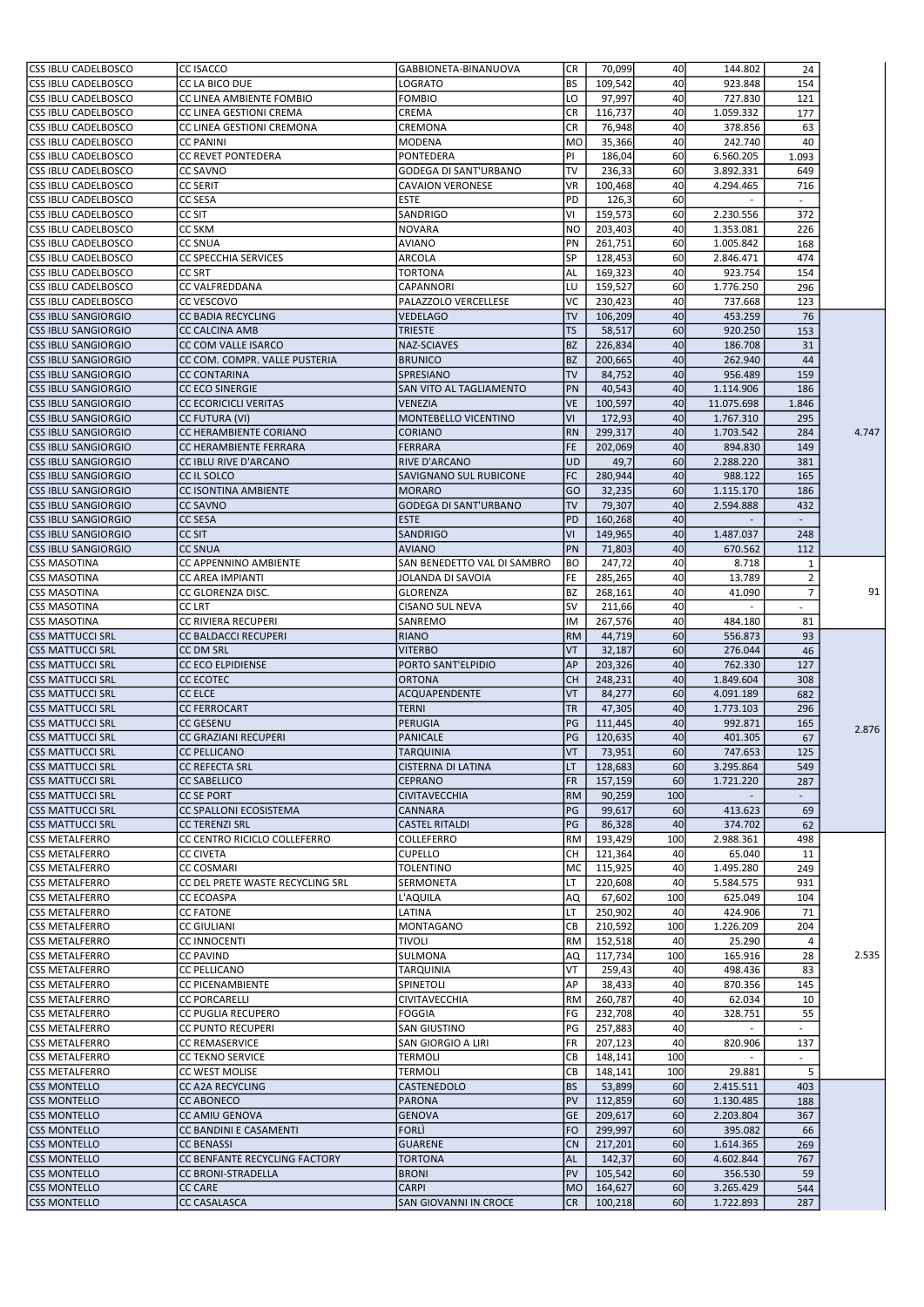| | | | | | | | | |
|---|---|---|---|---|---|---|---|---|
| CSS IBLU CADELBOSCO | CC ISACCO | GABBIONETA-BINANUOVA | CR | 70,099 | 40 | 144.802 | 24 | |
| CSS IBLU CADELBOSCO | CC LA BICO DUE | LOGRATO | BS | 109,542 | 40 | 923.848 | 154 | |
| CSS IBLU CADELBOSCO | CC LINEA AMBIENTE FOMBIO | FOMBIO | LO | 97,997 | 40 | 727.830 | 121 | |
| CSS IBLU CADELBOSCO | CC LINEA GESTIONI CREMA | CREMA | CR | 116,737 | 40 | 1.059.332 | 177 | |
| CSS IBLU CADELBOSCO | CC LINEA GESTIONI CREMONA | CREMONA | CR | 76,948 | 40 | 378.856 | 63 | |
| CSS IBLU CADELBOSCO | CC PANINI | MODENA | MO | 35,366 | 40 | 242.740 | 40 | |
| CSS IBLU CADELBOSCO | CC REVET PONTEDERA | PONTEDERA | PI | 186,04 | 60 | 6.560.205 | 1.093 | |
| CSS IBLU CADELBOSCO | CC SAVNO | GODEGA DI SANT'URBANO | TV | 236,33 | 60 | 3.892.331 | 649 | |
| CSS IBLU CADELBOSCO | CC SERIT | CAVAION VERONESE | VR | 100,468 | 40 | 4.294.465 | 716 | |
| CSS IBLU CADELBOSCO | CC SESA | ESTE | PD | 126,3 | 60 | - | - | |
| CSS IBLU CADELBOSCO | CC SIT | SANDRIGO | VI | 159,573 | 60 | 2.230.556 | 372 | |
| CSS IBLU CADELBOSCO | CC SKM | NOVARA | NO | 203,403 | 40 | 1.353.081 | 226 | |
| CSS IBLU CADELBOSCO | CC SNUA | AVIANO | PN | 261,751 | 60 | 1.005.842 | 168 | |
| CSS IBLU CADELBOSCO | CC SPECCHIA SERVICES | ARCOLA | SP | 128,453 | 60 | 2.846.471 | 474 | |
| CSS IBLU CADELBOSCO | CC SRT | TORTONA | AL | 169,323 | 40 | 923.754 | 154 | |
| CSS IBLU CADELBOSCO | CC VALFREDDANA | CAPANNORI | LU | 159,527 | 60 | 1.776.250 | 296 | |
| CSS IBLU CADELBOSCO | CC VESCOVO | PALAZZOLO VERCELLESE | VC | 230,423 | 40 | 737.668 | 123 | |
| CSS IBLU SANGIORGIO | CC BADIA RECYCLING | VEDELAGO | TV | 106,209 | 40 | 453.259 | 76 | 4.747 |
| CSS IBLU SANGIORGIO | CC CALCINA AMB | TRIESTE | TS | 58,517 | 60 | 920.250 | 153 | |
| CSS IBLU SANGIORGIO | CC COM VALLE ISARCO | NAZ-SCIAVES | BZ | 226,834 | 40 | 186.708 | 31 | |
| CSS IBLU SANGIORGIO | CC COM. COMPR. VALLE PUSTERIA | BRUNICO | BZ | 200,665 | 40 | 262.940 | 44 | |
| CSS IBLU SANGIORGIO | CC CONTARINA | SPRESIANO | TV | 84,752 | 40 | 956.489 | 159 | |
| CSS IBLU SANGIORGIO | CC ECO SINERGIE | SAN VITO AL TAGLIAMENTO | PN | 40,543 | 40 | 1.114.906 | 186 | |
| CSS IBLU SANGIORGIO | CC ECORICICLI VERITAS | VENEZIA | VE | 100,597 | 40 | 11.075.698 | 1.846 | |
| CSS IBLU SANGIORGIO | CC FUTURA (VI) | MONTEBELLO VICENTINO | VI | 172,93 | 40 | 1.767.310 | 295 | |
| CSS IBLU SANGIORGIO | CC HERAMBIENTE CORIANO | CORIANO | RN | 299,317 | 40 | 1.703.542 | 284 | |
| CSS IBLU SANGIORGIO | CC HERAMBIENTE FERRARA | FERRARA | FE | 202,069 | 40 | 894.830 | 149 | |
| CSS IBLU SANGIORGIO | CC IBLU RIVE D'ARCANO | RIVE D'ARCANO | UD | 49,7 | 60 | 2.288.220 | 381 | |
| CSS IBLU SANGIORGIO | CC IL SOLCO | SAVIGNANO SUL RUBICONE | FC | 280,944 | 40 | 988.122 | 165 | |
| CSS IBLU SANGIORGIO | CC ISONTINA AMBIENTE | MORARO | GO | 32,235 | 60 | 1.115.170 | 186 | |
| CSS IBLU SANGIORGIO | CC SAVNO | GODEGA DI SANT'URBANO | TV | 79,307 | 40 | 2.594.888 | 432 | |
| CSS IBLU SANGIORGIO | CC SESA | ESTE | PD | 160,268 | 40 | - | - | |
| CSS IBLU SANGIORGIO | CC SIT | SANDRIGO | VI | 149,965 | 40 | 1.487.037 | 248 | |
| CSS IBLU SANGIORGIO | CC SNUA | AVIANO | PN | 71,803 | 40 | 670.562 | 112 | |
| CSS MASOTINA | CC APPENNINO AMBIENTE | SAN BENEDETTO VAL DI SAMBRO | BO | 247,72 | 40 | 8.718 | 1 | 91 |
| CSS MASOTINA | CC AREA IMPIANTI | JOLANDA DI SAVOIA | FE | 285,265 | 40 | 13.789 | 2 | |
| CSS MASOTINA | CC GLORENZA DISC. | GLORENZA | BZ | 268,161 | 40 | 41.090 | 7 | |
| CSS MASOTINA | CC LRT | CISANO SUL NEVA | SV | 211,66 | 40 | - | - | |
| CSS MASOTINA | CC RIVIERA RECUPERI | SANREMO | IM | 267,576 | 40 | 484.180 | 81 | |
| CSS MATTUCCI SRL | CC BALDACCI RECUPERI | RIANO | RM | 44,719 | 60 | 556.873 | 93 | 2.876 |
| CSS MATTUCCI SRL | CC DM SRL | VITERBO | VT | 32,187 | 60 | 276.044 | 46 | |
| CSS MATTUCCI SRL | CC ECO ELPIDIENSE | PORTO SANT'ELPIDIO | AP | 203,326 | 40 | 762.330 | 127 | |
| CSS MATTUCCI SRL | CC ECOTEC | ORTONA | CH | 248,231 | 40 | 1.849.604 | 308 | |
| CSS MATTUCCI SRL | CC ELCE | ACQUAPENDENTE | VT | 84,277 | 60 | 4.091.189 | 682 | |
| CSS MATTUCCI SRL | CC FERROCART | TERNI | TR | 47,305 | 40 | 1.773.103 | 296 | |
| CSS MATTUCCI SRL | CC GESENU | PERUGIA | PG | 111,445 | 40 | 992.871 | 165 | |
| CSS MATTUCCI SRL | CC GRAZIANI RECUPERI | PANICALE | PG | 120,635 | 40 | 401.305 | 67 | |
| CSS MATTUCCI SRL | CC PELLICANO | TARQUINIA | VT | 73,951 | 60 | 747.653 | 125 | |
| CSS MATTUCCI SRL | CC REFECTA SRL | CISTERNA DI LATINA | LT | 128,683 | 60 | 3.295.864 | 549 | |
| CSS MATTUCCI SRL | CC SABELLICO | CEPRANO | FR | 157,159 | 60 | 1.721.220 | 287 | |
| CSS MATTUCCI SRL | CC SE PORT | CIVITAVECCHIA | RM | 90,259 | 100 | - | - | |
| CSS MATTUCCI SRL | CC SPALLONI ECOSISTEMA | CANNARA | PG | 99,617 | 60 | 413.623 | 69 | |
| CSS MATTUCCI SRL | CC TERENZI SRL | CASTEL RITALDI | PG | 86,328 | 40 | 374.702 | 62 | |
| CSS METALFERRO | CC CENTRO RICICLO COLLEFERRO | COLLEFERRO | RM | 193,429 | 100 | 2.988.361 | 498 | 2.535 |
| CSS METALFERRO | CC CIVETA | CUPELLO | CH | 121,364 | 40 | 65.040 | 11 | |
| CSS METALFERRO | CC COSMARI | TOLENTINO | MC | 115,925 | 40 | 1.495.280 | 249 | |
| CSS METALFERRO | CC DEL PRETE WASTE RECYCLING SRL | SERMONETA | LT | 220,608 | 40 | 5.584.575 | 931 | |
| CSS METALFERRO | CC ECOASPA | L'AQUILA | AQ | 67,602 | 100 | 625.049 | 104 | |
| CSS METALFERRO | CC FATONE | LATINA | LT | 250,902 | 40 | 424.906 | 71 | |
| CSS METALFERRO | CC GIULIANI | MONTAGANO | CB | 210,592 | 100 | 1.226.209 | 204 | |
| CSS METALFERRO | CC INNOCENTI | TIVOLI | RM | 152,518 | 40 | 25.290 | 4 | |
| CSS METALFERRO | CC PAVIND | SULMONA | AQ | 117,734 | 100 | 165.916 | 28 | |
| CSS METALFERRO | CC PELLICANO | TARQUINIA | VT | 259,43 | 40 | 498.436 | 83 | |
| CSS METALFERRO | CC PICENAMBIENTE | SPINETOLI | AP | 38,433 | 40 | 870.356 | 145 | |
| CSS METALFERRO | CC PORCARELLI | CIVITAVECCHIA | RM | 260,787 | 40 | 62.034 | 10 | |
| CSS METALFERRO | CC PUGLIA RECUPERO | FOGGIA | FG | 232,708 | 40 | 328.751 | 55 | |
| CSS METALFERRO | CC PUNTO RECUPERI | SAN GIUSTINO | PG | 257,883 | 40 | - | - | |
| CSS METALFERRO | CC REMASERVICE | SAN GIORGIO A LIRI | FR | 207,123 | 40 | 820.906 | 137 | |
| CSS METALFERRO | CC TEKNO SERVICE | TERMOLI | CB | 148,141 | 100 | - | - | |
| CSS METALFERRO | CC WEST MOLISE | TERMOLI | CB | 148,141 | 100 | 29.881 | 5 | |
| CSS MONTELLO | CC A2A RECYCLING | CASTENEDOLO | BS | 53,899 | 60 | 2.415.511 | 403 | |
| CSS MONTELLO | CC ABONECO | PARONA | PV | 112,859 | 60 | 1.130.485 | 188 | |
| CSS MONTELLO | CC AMIU GENOVA | GENOVA | GE | 209,617 | 60 | 2.203.804 | 367 | |
| CSS MONTELLO | CC BANDINI E CASAMENTI | FORLÌ | FO | 299,997 | 60 | 395.082 | 66 | |
| CSS MONTELLO | CC BENASSI | GUARENE | CN | 217,201 | 60 | 1.614.365 | 269 | |
| CSS MONTELLO | CC BENFANTE RECYCLING FACTORY | TORTONA | AL | 142,37 | 60 | 4.602.844 | 767 | |
| CSS MONTELLO | CC BRONI-STRADELLA | BRONI | PV | 105,542 | 60 | 356.530 | 59 | |
| CSS MONTELLO | CC CARE | CARPI | MO | 164,627 | 60 | 3.265.429 | 544 | |
| CSS MONTELLO | CC CASALASCA | SAN GIOVANNI IN CROCE | CR | 100,218 | 60 | 1.722.893 | 287 | |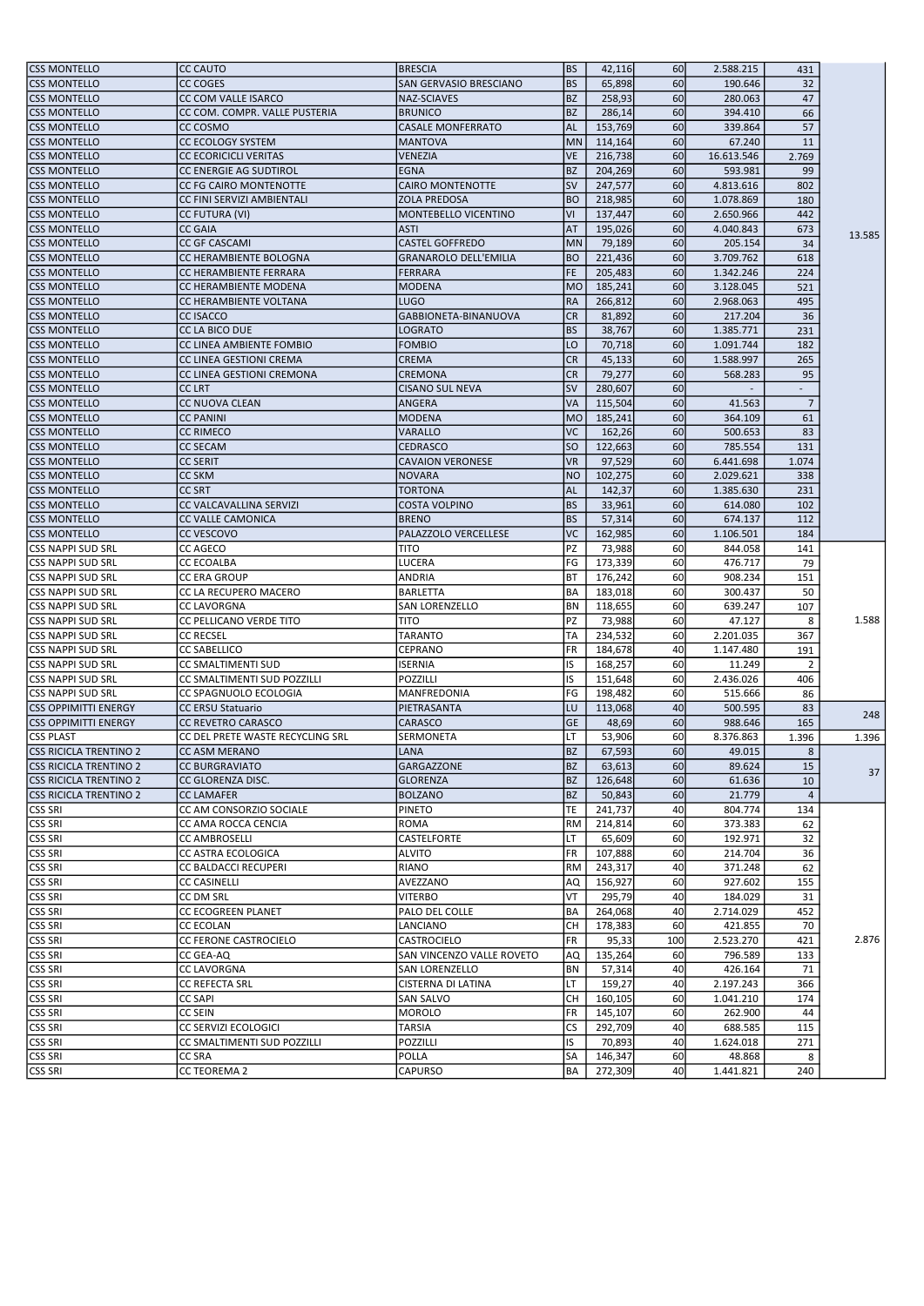| | | | | | | | | |
|---|---|---|---|---|---|---|---|---|
| CSS MONTELLO | CC CAUTO | BRESCIA | BS | 42,116 | 60 | 2.588.215 | 431 | 13.585 |
| CSS MONTELLO | CC COGES | SAN GERVASIO BRESCIANO | BS | 65,898 | 60 | 190.646 | 32 | |
| CSS MONTELLO | CC COM VALLE ISARCO | NAZ-SCIAVES | BZ | 258,93 | 60 | 280.063 | 47 | |
| CSS MONTELLO | CC COM. COMPR. VALLE PUSTERIA | BRUNICO | BZ | 286,14 | 60 | 394.410 | 66 | |
| CSS MONTELLO | CC COSMO | CASALE MONFERRATO | AL | 153,769 | 60 | 339.864 | 57 | |
| CSS MONTELLO | CC ECOLOGY SYSTEM | MANTOVA | MN | 114,164 | 60 | 67.240 | 11 | |
| CSS MONTELLO | CC ECORICICLI VERITAS | VENEZIA | VE | 216,738 | 60 | 16.613.546 | 2.769 | |
| CSS MONTELLO | CC ENERGIE AG SUDTIROL | EGNA | BZ | 204,269 | 60 | 593.981 | 99 | |
| CSS MONTELLO | CC FG CAIRO MONTENOTTE | CAIRO MONTENOTTE | SV | 247,577 | 60 | 4.813.616 | 802 | |
| CSS MONTELLO | CC FINI SERVIZI AMBIENTALI | ZOLA PREDOSA | BO | 218,985 | 60 | 1.078.869 | 180 | |
| CSS MONTELLO | CC FUTURA (VI) | MONTEBELLO VICENTINO | VI | 137,447 | 60 | 2.650.966 | 442 | |
| CSS MONTELLO | CC GAIA | ASTI | AT | 195,026 | 60 | 4.040.843 | 673 | |
| CSS MONTELLO | CC GF CASCAMI | CASTEL GOFFREDO | MN | 79,189 | 60 | 205.154 | 34 | |
| CSS MONTELLO | CC HERAMBIENTE BOLOGNA | GRANAROLO DELL'EMILIA | BO | 221,436 | 60 | 3.709.762 | 618 | |
| CSS MONTELLO | CC HERAMBIENTE FERRARA | FERRARA | FE | 205,483 | 60 | 1.342.246 | 224 | |
| CSS MONTELLO | CC HERAMBIENTE MODENA | MODENA | MO | 185,241 | 60 | 3.128.045 | 521 | |
| CSS MONTELLO | CC HERAMBIENTE VOLTANA | LUGO | RA | 266,812 | 60 | 2.968.063 | 495 | |
| CSS MONTELLO | CC ISACCO | GABBIONETA-BINANUOVA | CR | 81,892 | 60 | 217.204 | 36 | |
| CSS MONTELLO | CC LA BICO DUE | LOGRATO | BS | 38,767 | 60 | 1.385.771 | 231 | |
| CSS MONTELLO | CC LINEA AMBIENTE FOMBIO | FOMBIO | LO | 70,718 | 60 | 1.091.744 | 182 | |
| CSS MONTELLO | CC LINEA GESTIONI CREMA | CREMA | CR | 45,133 | 60 | 1.588.997 | 265 | |
| CSS MONTELLO | CC LINEA GESTIONI CREMONA | CREMONA | CR | 79,277 | 60 | 568.283 | 95 | |
| CSS MONTELLO | CC LRT | CISANO SUL NEVA | SV | 280,607 | 60 | - | - | |
| CSS MONTELLO | CC NUOVA CLEAN | ANGERA | VA | 115,504 | 60 | 41.563 | 7 | |
| CSS MONTELLO | CC PANINI | MODENA | MO | 185,241 | 60 | 364.109 | 61 | |
| CSS MONTELLO | CC RIMECO | VARALLO | VC | 162,26 | 60 | 500.653 | 83 | |
| CSS MONTELLO | CC SECAM | CEDRASCO | SO | 122,663 | 60 | 785.554 | 131 | |
| CSS MONTELLO | CC SERIT | CAVAION VERONESE | VR | 97,529 | 60 | 6.441.698 | 1.074 | |
| CSS MONTELLO | CC SKM | NOVARA | NO | 102,275 | 60 | 2.029.621 | 338 | |
| CSS MONTELLO | CC SRT | TORTONA | AL | 142,37 | 60 | 1.385.630 | 231 | |
| CSS MONTELLO | CC VALCAVALLINA SERVIZI | COSTA VOLPINO | BS | 33,961 | 60 | 614.080 | 102 | |
| CSS MONTELLO | CC VALLE CAMONICA | BRENO | BS | 57,314 | 60 | 674.137 | 112 | |
| CSS MONTELLO | CC VESCOVO | PALAZZOLO VERCELLESE | VC | 162,985 | 60 | 1.106.501 | 184 | |
| CSS NAPPI SUD SRL | CC AGECO | TITO | PZ | 73,988 | 60 | 844.058 | 141 | 1.588 |
| CSS NAPPI SUD SRL | CC ECOALBA | LUCERA | FG | 173,339 | 60 | 476.717 | 79 | |
| CSS NAPPI SUD SRL | CC ERA GROUP | ANDRIA | BT | 176,242 | 60 | 908.234 | 151 | |
| CSS NAPPI SUD SRL | CC LA RECUPERO MACERO | BARLETTA | BA | 183,018 | 60 | 300.437 | 50 | |
| CSS NAPPI SUD SRL | CC LAVORGNA | SAN LORENZELLO | BN | 118,655 | 60 | 639.247 | 107 | |
| CSS NAPPI SUD SRL | CC PELLICANO VERDE TITO | TITO | PZ | 73,988 | 60 | 47.127 | 8 | |
| CSS NAPPI SUD SRL | CC RECSEL | TARANTO | TA | 234,532 | 60 | 2.201.035 | 367 | |
| CSS NAPPI SUD SRL | CC SABELLICO | CEPRANO | FR | 184,678 | 40 | 1.147.480 | 191 | |
| CSS NAPPI SUD SRL | CC SMALTIMENTI SUD | ISERNIA | IS | 168,257 | 60 | 11.249 | 2 | |
| CSS NAPPI SUD SRL | CC SMALTIMENTI SUD POZZILLI | POZZILLI | IS | 151,648 | 60 | 2.436.026 | 406 | |
| CSS NAPPI SUD SRL | CC SPAGNUOLO ECOLOGIA | MANFREDONIA | FG | 198,482 | 60 | 515.666 | 86 | |
| CSS OPPIMITTI ENERGY | CC ERSU Statuario | PIETRASANTA | LU | 113,068 | 40 | 500.595 | 83 | 248 |
| CSS OPPIMITTI ENERGY | CC REVETRO CARASCO | CARASCO | GE | 48,69 | 60 | 988.646 | 165 | |
| CSS PLAST | CC DEL PRETE WASTE RECYCLING SRL | SERMONETA | LT | 53,906 | 60 | 8.376.863 | 1.396 | 1.396 |
| CSS RICICLA TRENTINO 2 | CC ASM MERANO | LANA | BZ | 67,593 | 60 | 49.015 | 8 | 37 |
| CSS RICICLA TRENTINO 2 | CC BURGRAVIATO | GARGAZZONE | BZ | 63,613 | 60 | 89.624 | 15 | |
| CSS RICICLA TRENTINO 2 | CC GLORENZA DISC. | GLORENZA | BZ | 126,648 | 60 | 61.636 | 10 | |
| CSS RICICLA TRENTINO 2 | CC LAMAFER | BOLZANO | BZ | 50,843 | 60 | 21.779 | 4 | |
| CSS SRI | CC AM CONSORZIO SOCIALE | PINETO | TE | 241,737 | 40 | 804.774 | 134 | 2.876 |
| CSS SRI | CC AMA ROCCA CENCIA | ROMA | RM | 214,814 | 60 | 373.383 | 62 | |
| CSS SRI | CC AMBROSELLI | CASTELFORTE | LT | 65,609 | 60 | 192.971 | 32 | |
| CSS SRI | CC ASTRA ECOLOGICA | ALVITO | FR | 107,888 | 60 | 214.704 | 36 | |
| CSS SRI | CC BALDACCI RECUPERI | RIANO | RM | 243,317 | 40 | 371.248 | 62 | |
| CSS SRI | CC CASINELLI | AVEZZANO | AQ | 156,927 | 60 | 927.602 | 155 | |
| CSS SRI | CC DM SRL | VITERBO | VT | 295,79 | 40 | 184.029 | 31 | |
| CSS SRI | CC ECOGREEN PLANET | PALO DEL COLLE | BA | 264,068 | 40 | 2.714.029 | 452 | |
| CSS SRI | CC ECOLAN | LANCIANO | CH | 178,383 | 60 | 421.855 | 70 | |
| CSS SRI | CC FERONE CASTROCIELO | CASTROCIELO | FR | 95,33 | 100 | 2.523.270 | 421 | |
| CSS SRI | CC GEA-AQ | SAN VINCENZO VALLE ROVETO | AQ | 135,264 | 60 | 796.589 | 133 | |
| CSS SRI | CC LAVORGNA | SAN LORENZELLO | BN | 57,314 | 40 | 426.164 | 71 | |
| CSS SRI | CC REFECTA SRL | CISTERNA DI LATINA | LT | 159,27 | 40 | 2.197.243 | 366 | |
| CSS SRI | CC SAPI | SAN SALVO | CH | 160,105 | 60 | 1.041.210 | 174 | |
| CSS SRI | CC SEIN | MOROLO | FR | 145,107 | 60 | 262.900 | 44 | |
| CSS SRI | CC SERVIZI ECOLOGICI | TARSIA | CS | 292,709 | 40 | 688.585 | 115 | |
| CSS SRI | CC SMALTIMENTI SUD POZZILLI | POZZILLI | IS | 70,893 | 40 | 1.624.018 | 271 | |
| CSS SRI | CC SRA | POLLA | SA | 146,347 | 60 | 48.868 | 8 | |
| CSS SRI | CC TEOREMA 2 | CAPURSO | BA | 272,309 | 40 | 1.441.821 | 240 | |